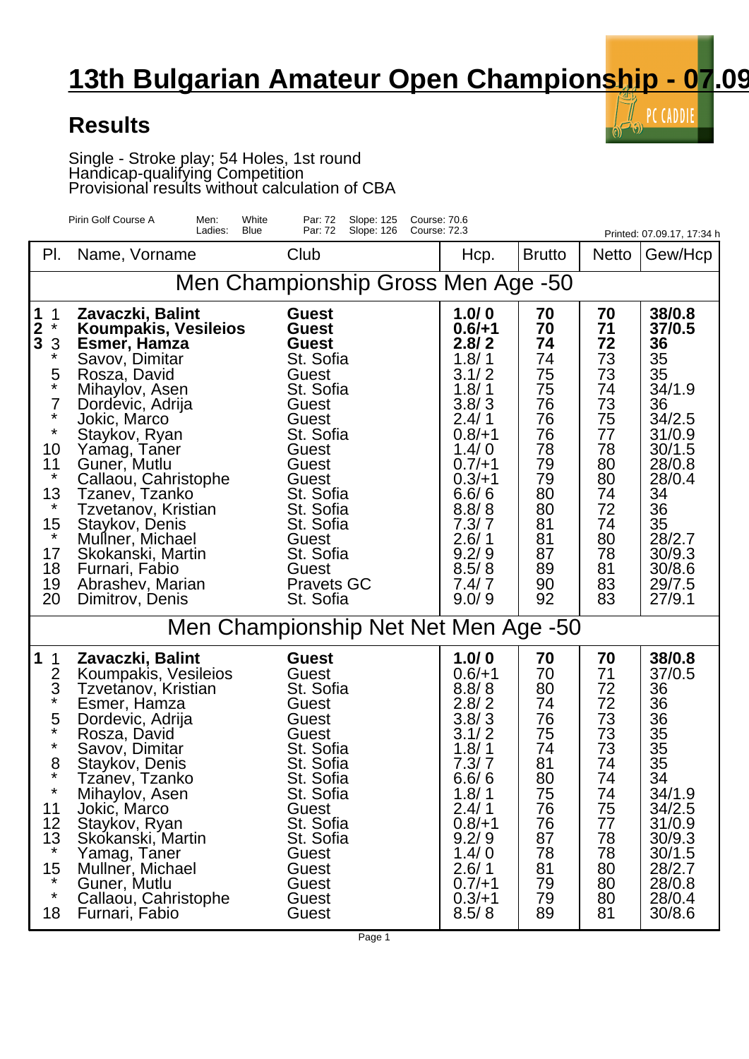# 13th Bulgarian Amateur Open Championship - 07.09

## Results

Single - Stroke play; 54 Holes, 1st round
Handicap-qualifying Competition
Provisional results without calculation of CBA

Pirin Golf Course A — Men: White, Par: 72, Slope: 125, Course: 70.6 — Ladies: Blue, Par: 72, Slope: 126, Course: 72.3

Printed: 07.09.17, 17:34 h

| Pl. | | Name, Vorname | Club | Hcp. | Brutto | Netto | Gew/Hcp |
|---|---|---|---|---|---|---|---|
| **Men Championship Gross Men Age -50** | | | | | | | |
| **1** | 1 | **Zavaczki, Balint** | **Guest** | **1.0/ 0** | **70** | **70** | **38/0.8** |
| **2** | * | **Koumpakis, Vesileios** | **Guest** | **0.6/+1** | **70** | **71** | **37/0.5** |
| **3** | 3 | **Esmer, Hamza** | **Guest** | **2.8/ 2** | **74** | **72** | **36** |
| | * | Savov, Dimitar | St. Sofia | 1.8/ 1 | 74 | 73 | 35 |
| | 5 | Rosza, David | Guest | 3.1/ 2 | 75 | 73 | 35 |
| | * | Mihaylov, Asen | St. Sofia | 1.8/ 1 | 75 | 74 | 34/1.9 |
| | 7 | Dordevic, Adrija | Guest | 3.8/ 3 | 76 | 73 | 36 |
| | * | Jokic, Marco | Guest | 2.4/ 1 | 76 | 75 | 34/2.5 |
| | * | Staykov, Ryan | St. Sofia | 0.8/+1 | 76 | 77 | 31/0.9 |
| | 10 | Yamag, Taner | Guest | 1.4/ 0 | 78 | 78 | 30/1.5 |
| | 11 | Guner, Mutlu | Guest | 0.7/+1 | 79 | 80 | 28/0.8 |
| | * | Callaou, Cahristophe | Guest | 0.3/+1 | 79 | 80 | 28/0.4 |
| | 13 | Tzanev, Tzanko | St. Sofia | 6.6/ 6 | 80 | 74 | 34 |
| | * | Tzvetanov, Kristian | St. Sofia | 8.8/ 8 | 80 | 72 | 36 |
| | 15 | Staykov, Denis | St. Sofia | 7.3/ 7 | 81 | 74 | 35 |
| | * | Mullner, Michael | Guest | 2.6/ 1 | 81 | 80 | 28/2.7 |
| | 17 | Skokanski, Martin | St. Sofia | 9.2/ 9 | 87 | 78 | 30/9.3 |
| | 18 | Furnari, Fabio | Guest | 8.5/ 8 | 89 | 81 | 30/8.6 |
| | 19 | Abrashev, Marian | Pravets GC | 7.4/ 7 | 90 | 83 | 29/7.5 |
| | 20 | Dimitrov, Denis | St. Sofia | 9.0/ 9 | 92 | 83 | 27/9.1 |
| **Men Championship Net Net Men Age -50** | | | | | | | |
| **1** | 1 | **Zavaczki, Balint** | **Guest** | **1.0/ 0** | **70** | **70** | **38/0.8** |
| | 2 | Koumpakis, Vesileios | Guest | 0.6/+1 | 70 | 71 | 37/0.5 |
| | 3 | Tzvetanov, Kristian | St. Sofia | 8.8/ 8 | 80 | 72 | 36 |
| | * | Esmer, Hamza | Guest | 2.8/ 2 | 74 | 72 | 36 |
| | 5 | Dordevic, Adrija | Guest | 3.8/ 3 | 76 | 73 | 36 |
| | * | Rosza, David | Guest | 3.1/ 2 | 75 | 73 | 35 |
| | * | Savov, Dimitar | St. Sofia | 1.8/ 1 | 74 | 73 | 35 |
| | 8 | Staykov, Denis | St. Sofia | 7.3/ 7 | 81 | 74 | 35 |
| | * | Tzanev, Tzanko | St. Sofia | 6.6/ 6 | 80 | 74 | 34 |
| | * | Mihaylov, Asen | St. Sofia | 1.8/ 1 | 75 | 74 | 34/1.9 |
| | 11 | Jokic, Marco | Guest | 2.4/ 1 | 76 | 75 | 34/2.5 |
| | 12 | Staykov, Ryan | St. Sofia | 0.8/+1 | 76 | 77 | 31/0.9 |
| | 13 | Skokanski, Martin | St. Sofia | 9.2/ 9 | 87 | 78 | 30/9.3 |
| | * | Yamag, Taner | Guest | 1.4/ 0 | 78 | 78 | 30/1.5 |
| | 15 | Mullner, Michael | Guest | 2.6/ 1 | 81 | 80 | 28/2.7 |
| | * | Guner, Mutlu | Guest | 0.7/+1 | 79 | 80 | 28/0.8 |
| | * | Callaou, Cahristophe | Guest | 0.3/+1 | 79 | 80 | 28/0.4 |
| | 18 | Furnari, Fabio | Guest | 8.5/ 8 | 89 | 81 | 30/8.6 |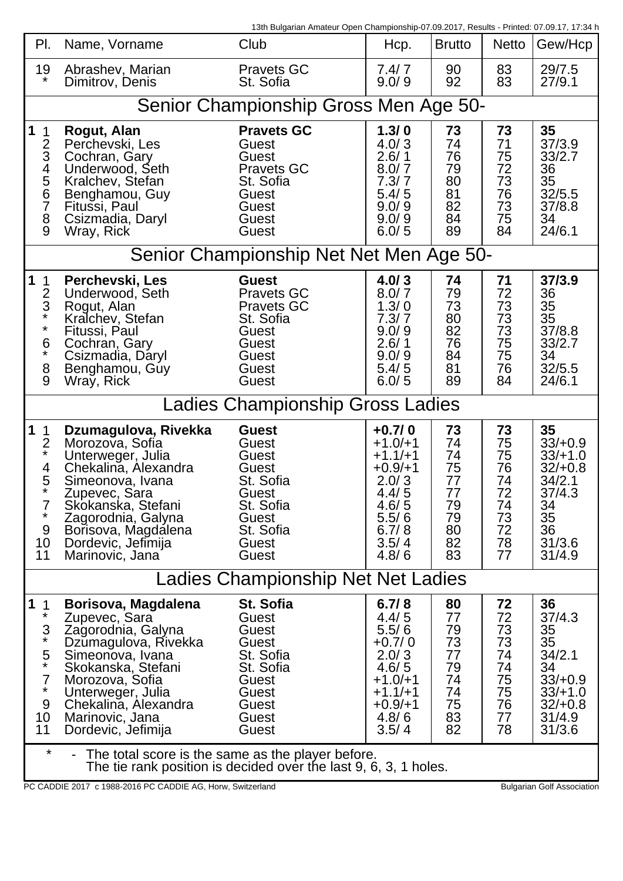| Pl. | Name, Vorname | Club | Hcp. | Brutto | Netto | Gew/Hcp |
|---|---|---|---|---|---|---|
| 19 | Abrashev, Marian | Pravets GC | 7.4/ 7 | 90 | 83 | 29/7.5 |
| * | Dimitrov, Denis | St. Sofia | 9.0/ 9 | 92 | 83 | 27/9.1 |

## Senior Championship Gross Men Age 50-

| Pl. | Name, Vorname | Club | Hcp. | Brutto | Netto | Gew/Hcp |
|---|---|---|---|---|---|---|
| **1** 1 | **Rogut, Alan** | **Pravets GC** | **1.3/ 0** | **73** | **73** | **35** |
| 2 | Perchevski, Les | Guest | 4.0/ 3 | 74 | 71 | 37/3.9 |
| 3 | Cochran, Gary | Guest | 2.6/ 1 | 76 | 75 | 33/2.7 |
| 4 | Underwood, Seth | Pravets GC | 8.0/ 7 | 79 | 72 | 36 |
| 5 | Kralchev, Stefan | St. Sofia | 7.3/ 7 | 80 | 73 | 35 |
| 6 | Benghamou, Guy | Guest | 5.4/ 5 | 81 | 76 | 32/5.5 |
| 7 | Fitussi, Paul | Guest | 9.0/ 9 | 82 | 73 | 37/8.8 |
| 8 | Csizmadia, Daryl | Guest | 9.0/ 9 | 84 | 75 | 34 |
| 9 | Wray, Rick | Guest | 6.0/ 5 | 89 | 84 | 24/6.1 |

## Senior Championship Net Net Men Age 50-

| Pl. | Name, Vorname | Club | Hcp. | Brutto | Netto | Gew/Hcp |
|---|---|---|---|---|---|---|
| **1** 1 | **Perchevski, Les** | **Guest** | **4.0/ 3** | **74** | **71** | **37/3.9** |
| 2 | Underwood, Seth | Pravets GC | 8.0/ 7 | 79 | 72 | 36 |
| 3 | Rogut, Alan | Pravets GC | 1.3/ 0 | 73 | 73 | 35 |
| * | Kralchev, Stefan | St. Sofia | 7.3/ 7 | 80 | 73 | 35 |
| * | Fitussi, Paul | Guest | 9.0/ 9 | 82 | 73 | 37/8.8 |
| 6 | Cochran, Gary | Guest | 2.6/ 1 | 76 | 75 | 33/2.7 |
| * | Csizmadia, Daryl | Guest | 9.0/ 9 | 84 | 75 | 34 |
| 8 | Benghamou, Guy | Guest | 5.4/ 5 | 81 | 76 | 32/5.5 |
| 9 | Wray, Rick | Guest | 6.0/ 5 | 89 | 84 | 24/6.1 |

## Ladies Championship Gross Ladies

| Pl. | Name, Vorname | Club | Hcp. | Brutto | Netto | Gew/Hcp |
|---|---|---|---|---|---|---|
| **1** 1 | **Dzumagulova, Rivekka** | **Guest** | **+0.7/ 0** | **73** | **73** | **35** |
| 2 | Morozova, Sofia | Guest | +1.0/+1 | 74 | 75 | 33/+0.9 |
| * | Unterweger, Julia | Guest | +1.1/+1 | 74 | 75 | 33/+1.0 |
| 4 | Chekalina, Alexandra | Guest | +0.9/+1 | 75 | 76 | 32/+0.8 |
| 5 | Simeonova, Ivana | St. Sofia | 2.0/ 3 | 77 | 74 | 34/2.1 |
| * | Zupevec, Sara | Guest | 4.4/ 5 | 77 | 72 | 37/4.3 |
| 7 | Skokanska, Stefani | St. Sofia | 4.6/ 5 | 79 | 74 | 34 |
| * | Zagorodnia, Galyna | Guest | 5.5/ 6 | 79 | 73 | 35 |
| 9 | Borisova, Magdalena | St. Sofia | 6.7/ 8 | 80 | 72 | 36 |
| 10 | Dordevic, Jefimija | Guest | 3.5/ 4 | 82 | 78 | 31/3.6 |
| 11 | Marinovic, Jana | Guest | 4.8/ 6 | 83 | 77 | 31/4.9 |

## Ladies Championship Net Net Ladies

| Pl. | Name, Vorname | Club | Hcp. | Brutto | Netto | Gew/Hcp |
|---|---|---|---|---|---|---|
| **1** 1 | **Borisova, Magdalena** | **St. Sofia** | **6.7/ 8** | **80** | **72** | **36** |
| * | Zupevec, Sara | Guest | 4.4/ 5 | 77 | 72 | 37/4.3 |
| 3 | Zagorodnia, Galyna | Guest | 5.5/ 6 | 79 | 73 | 35 |
| * | Dzumagulova, Rivekka | Guest | +0.7/ 0 | 73 | 73 | 35 |
| 5 | Simeonova, Ivana | St. Sofia | 2.0/ 3 | 77 | 74 | 34/2.1 |
| * | Skokanska, Stefani | St. Sofia | 4.6/ 5 | 79 | 74 | 34 |
| 7 | Morozova, Sofia | Guest | +1.0/+1 | 74 | 75 | 33/+0.9 |
| * | Unterweger, Julia | Guest | +1.1/+1 | 74 | 75 | 33/+1.0 |
| 9 | Chekalina, Alexandra | Guest | +0.9/+1 | 75 | 76 | 32/+0.8 |
| 10 | Marinovic, Jana | Guest | 4.8/ 6 | 83 | 77 | 31/4.9 |
| 11 | Dordevic, Jefimija | Guest | 3.5/ 4 | 82 | 78 | 31/3.6 |

\* - The total score is the same as the player before.
The tie rank position is decided over the last 9, 6, 3, 1 holes.